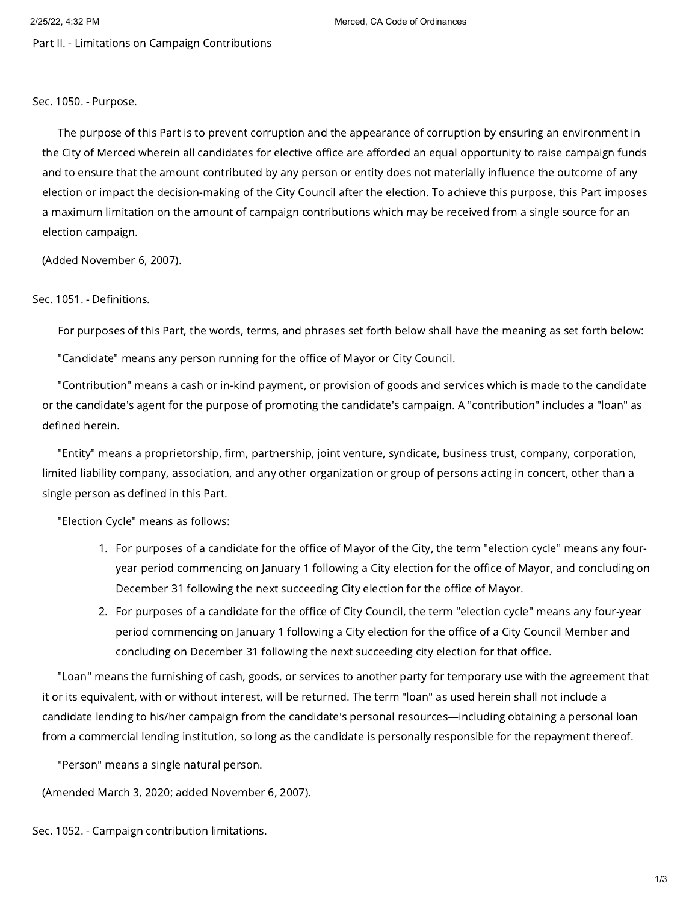## Part II. - Limitations on Campaign Contributions

### Sec. 1050. - Purpose.

The purpose of this Part is to prevent corruption and the appearance of corruption by ensuring an environment in the City of Merced wherein all candidates for elective office are afforded an equal opportunity to raise campaign funds and to ensure that the amount contributed by any person or entity does not materially influence the outcome of any election or impact the decision-making of the City Council after the election. To achieve this purpose, this Part imposes a maximum limitation on the amount of campaign contributions which may be received from a single source for an election campaign.

(Added November 6, 2007).

### Sec. 1051. - Definitions.

For purposes of this Part, the words, terms, and phrases set forth below shall have the meaning as set forth below:

"Candidate" means any person running for the office of Mayor or City Council.

"Contribution" means a cash or in-kind payment, or provision of goods and services which is made to the candidate or the candidate's agent for the purpose of promoting the candidate's campaign. A "contribution" includes a "loan" as defined herein.

"Entity" means a proprietorship, firm, partnership, joint venture, syndicate, business trust, company, corporation, limited liability company, association, and any other organization or group of persons acting in concert, other than a single person as defined in this Part.

"Election Cycle" means as follows:

1. For purposes of a candidate for the office of Mayor of the City, the term "election cycle" means any four-year period commencing on January 1 following a City election for the office of Mayor, and concluding on December 31 following the next succeeding City election for the office of Mayor.
2. For purposes of a candidate for the office of City Council, the term "election cycle" means any four-year period commencing on January 1 following a City election for the office of a City Council Member and concluding on December 31 following the next succeeding city election for that office.

"Loan" means the furnishing of cash, goods, or services to another party for temporary use with the agreement that it or its equivalent, with or without interest, will be returned. The term "loan" as used herein shall not include a candidate lending to his/her campaign from the candidate's personal resources—including obtaining a personal loan from a commercial lending institution, so long as the candidate is personally responsible for the repayment thereof.

"Person" means a single natural person.

(Amended March 3, 2020; added November 6, 2007).

### Sec. 1052. - Campaign contribution limitations.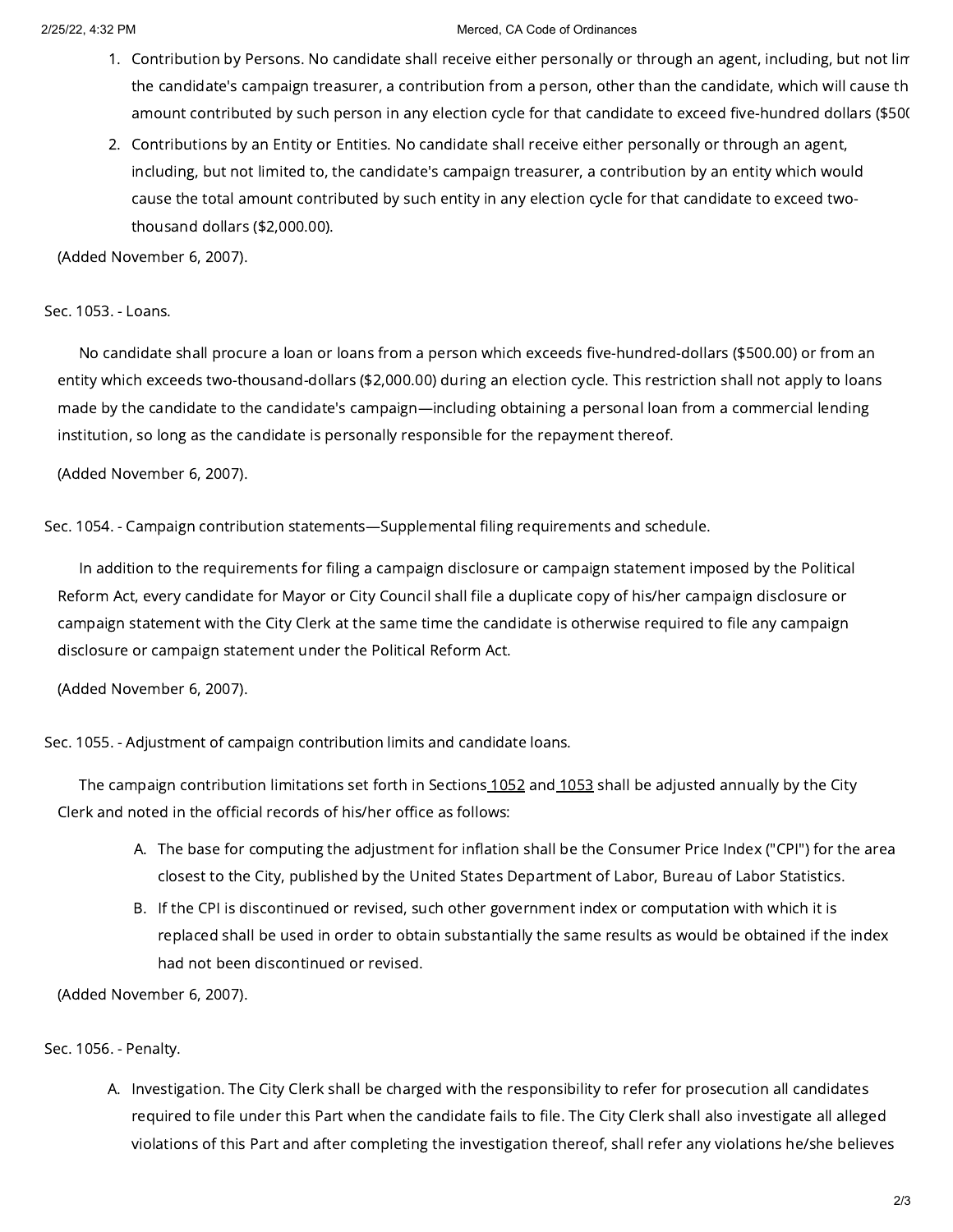1. Contribution by Persons. No candidate shall receive either personally or through an agent, including, but not lim the candidate's campaign treasurer, a contribution from a person, other than the candidate, which will cause th amount contributed by such person in any election cycle for that candidate to exceed five-hundred dollars ($50(
2. Contributions by an Entity or Entities. No candidate shall receive either personally or through an agent, including, but not limited to, the candidate's campaign treasurer, a contribution by an entity which would cause the total amount contributed by such entity in any election cycle for that candidate to exceed two-thousand dollars ($2,000.00).

(Added November 6, 2007).

Sec. 1053. - Loans.

No candidate shall procure a loan or loans from a person which exceeds five-hundred-dollars ($500.00) or from an entity which exceeds two-thousand-dollars ($2,000.00) during an election cycle. This restriction shall not apply to loans made by the candidate to the candidate's campaign—including obtaining a personal loan from a commercial lending institution, so long as the candidate is personally responsible for the repayment thereof.

(Added November 6, 2007).

Sec. 1054. - Campaign contribution statements—Supplemental filing requirements and schedule.

In addition to the requirements for filing a campaign disclosure or campaign statement imposed by the Political Reform Act, every candidate for Mayor or City Council shall file a duplicate copy of his/her campaign disclosure or campaign statement with the City Clerk at the same time the candidate is otherwise required to file any campaign disclosure or campaign statement under the Political Reform Act.

(Added November 6, 2007).

Sec. 1055. - Adjustment of campaign contribution limits and candidate loans.

The campaign contribution limitations set forth in Sections 1052 and 1053 shall be adjusted annually by the City Clerk and noted in the official records of his/her office as follows:

A. The base for computing the adjustment for inflation shall be the Consumer Price Index ("CPI") for the area closest to the City, published by the United States Department of Labor, Bureau of Labor Statistics.
B. If the CPI is discontinued or revised, such other government index or computation with which it is replaced shall be used in order to obtain substantially the same results as would be obtained if the index had not been discontinued or revised.

(Added November 6, 2007).

Sec. 1056. - Penalty.

A. Investigation. The City Clerk shall be charged with the responsibility to refer for prosecution all candidates required to file under this Part when the candidate fails to file. The City Clerk shall also investigate all alleged violations of this Part and after completing the investigation thereof, shall refer any violations he/she believes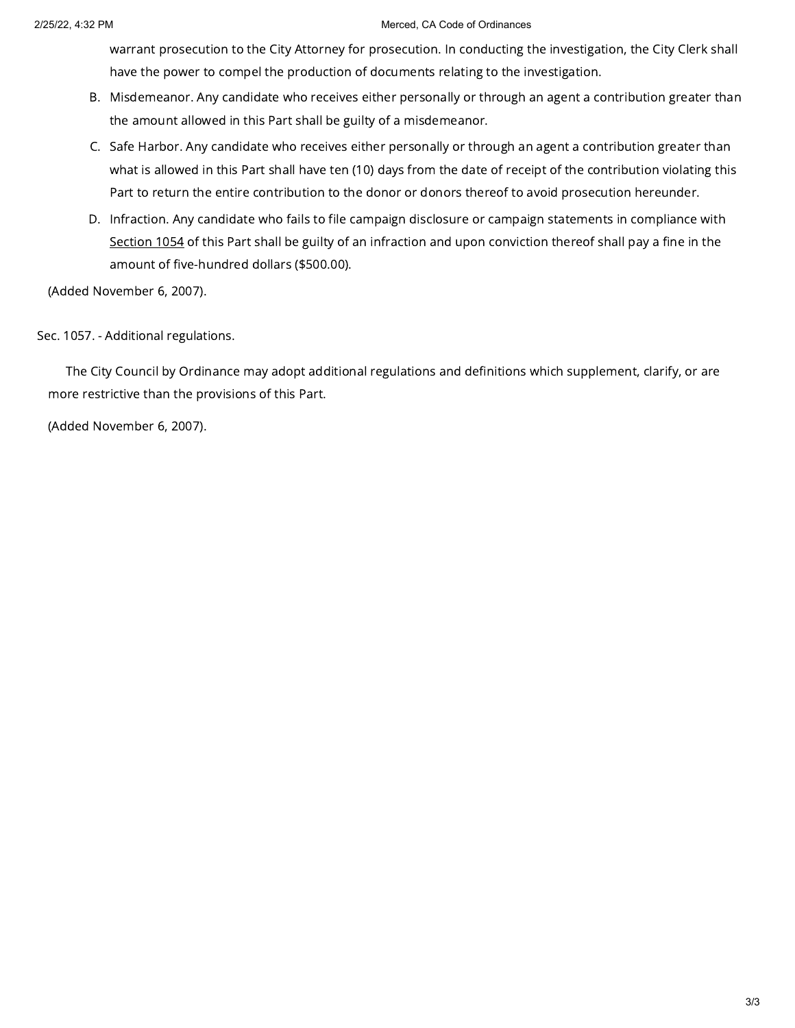warrant prosecution to the City Attorney for prosecution. In conducting the investigation, the City Clerk shall have the power to compel the production of documents relating to the investigation.

B. Misdemeanor. Any candidate who receives either personally or through an agent a contribution greater than the amount allowed in this Part shall be guilty of a misdemeanor.

C. Safe Harbor. Any candidate who receives either personally or through an agent a contribution greater than what is allowed in this Part shall have ten (10) days from the date of receipt of the contribution violating this Part to return the entire contribution to the donor or donors thereof to avoid prosecution hereunder.

D. Infraction. Any candidate who fails to file campaign disclosure or campaign statements in compliance with Section 1054 of this Part shall be guilty of an infraction and upon conviction thereof shall pay a fine in the amount of five-hundred dollars ($500.00).

(Added November 6, 2007).

### Sec. 1057. - Additional regulations.

The City Council by Ordinance may adopt additional regulations and definitions which supplement, clarify, or are more restrictive than the provisions of this Part.

(Added November 6, 2007).